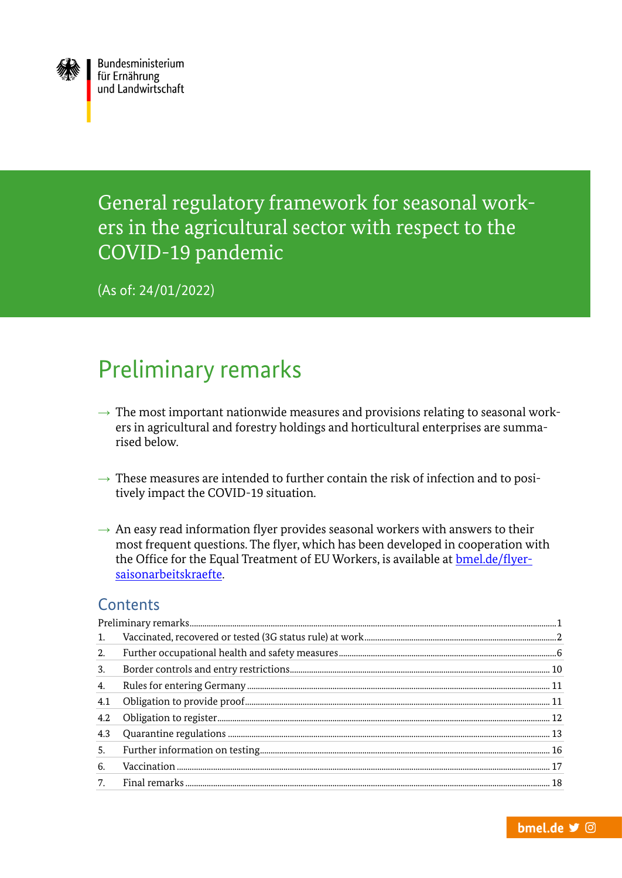Bundesministerium für Ernährung und Landwirtschaft

# General regulatory framework for seasonal workers in the agricultural sector with respect to the COVID-19 pandemic

(As of: 24/01/2022)

## Preliminary remarks

→ The most important nationwide measures and provisions relating to seasonal workers in agricultural and forestry holdings and horticultural enterprises are summarised below.

→ These measures are intended to further contain the risk of infection and to positively impact the COVID-19 situation.

→ An easy read information flyer provides seasonal workers with answers to their most frequent questions. The flyer, which has been developed in cooperation with the Office for the Equal Treatment of EU Workers, is available at [bmel.de/flyer-saisonarbeitskraefte](bmel.de/flyer-saisonarbeitskraefte).

### Contents

| | | |
|---|---|---|
| | Preliminary remarks | 1 |
| 1. | Vaccinated, recovered or tested (3G status rule) at work | 2 |
| 2. | Further occupational health and safety measures | 6 |
| 3. | Border controls and entry restrictions | 10 |
| 4. | Rules for entering Germany | 11 |
| 4.1 | Obligation to provide proof | 11 |
| 4.2 | Obligation to register | 12 |
| 4.3 | Quarantine regulations | 13 |
| 5. | Further information on testing | 16 |
| 6. | Vaccination | 17 |
| 7. | Final remarks | 18 |

bmel.de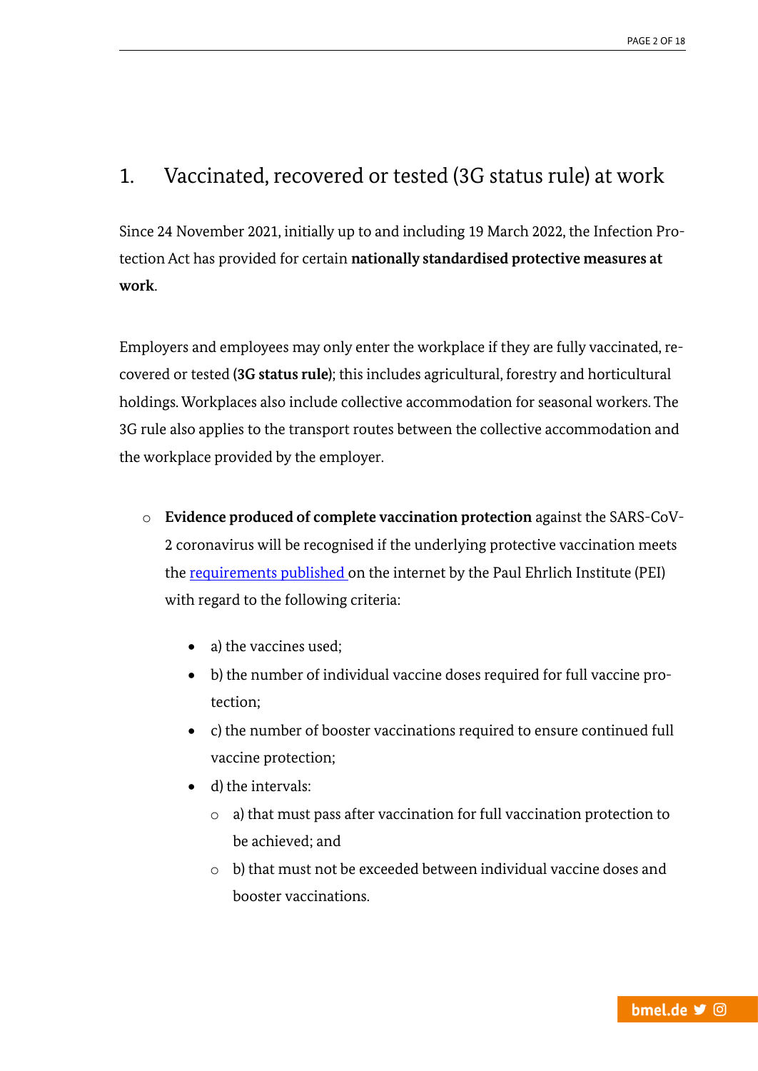## 1. Vaccinated, recovered or tested (3G status rule) at work

Since 24 November 2021, initially up to and including 19 March 2022, the Infection Protection Act has provided for certain **nationally standardised protective measures at work**.

Employers and employees may only enter the workplace if they are fully vaccinated, recovered or tested (**3G status rule**); this includes agricultural, forestry and horticultural holdings. Workplaces also include collective accommodation for seasonal workers. The 3G rule also applies to the transport routes between the collective accommodation and the workplace provided by the employer.

- **Evidence produced of complete vaccination protection** against the SARS-CoV-2 coronavirus will be recognised if the underlying protective vaccination meets the requirements published on the internet by the Paul Ehrlich Institute (PEI) with regard to the following criteria:
  - a) the vaccines used;
  - b) the number of individual vaccine doses required for full vaccine protection;
  - c) the number of booster vaccinations required to ensure continued full vaccine protection;
  - d) the intervals:
    - a) that must pass after vaccination for full vaccination protection to be achieved; and
    - b) that must not be exceeded between individual vaccine doses and booster vaccinations.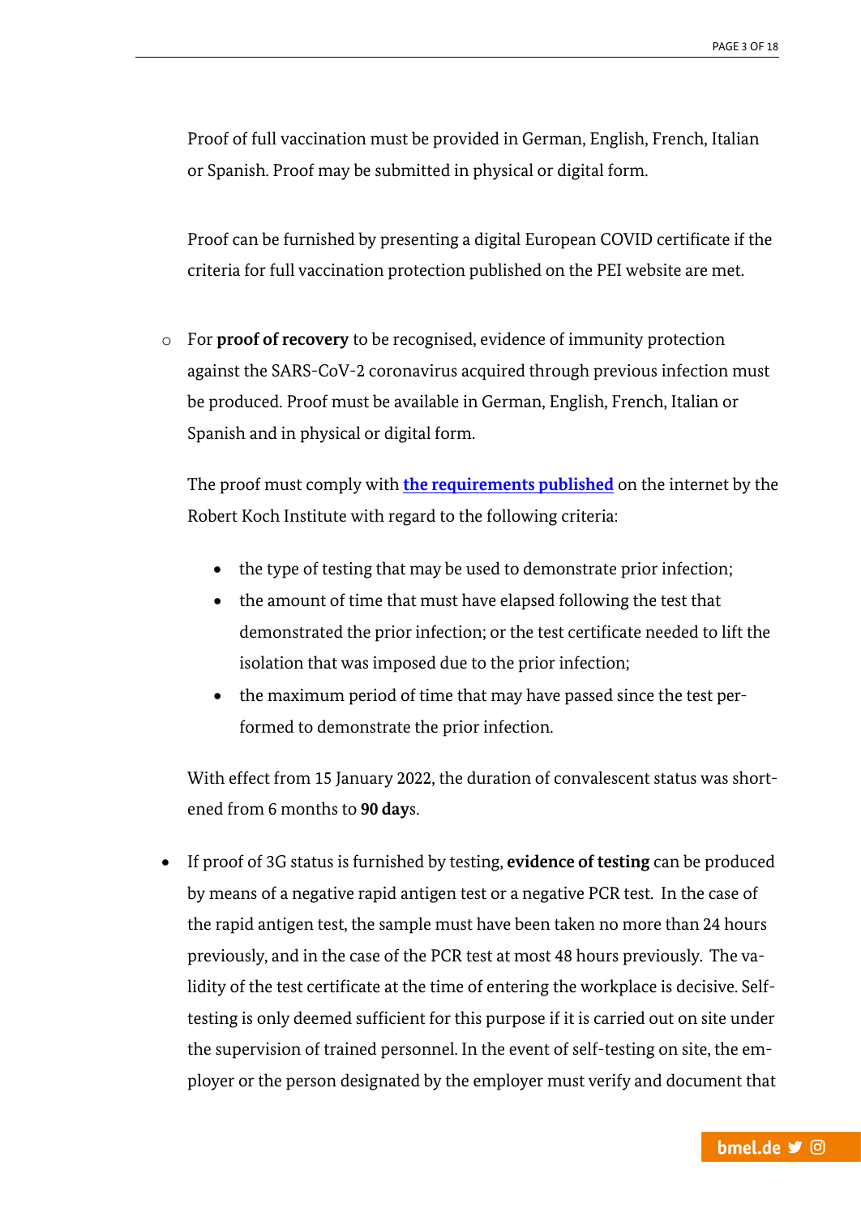Proof of full vaccination must be provided in German, English, French, Italian or Spanish. Proof may be submitted in physical or digital form.

Proof can be furnished by presenting a digital European COVID certificate if the criteria for full vaccination protection published on the PEI website are met.

- For **proof of recovery** to be recognised, evidence of immunity protection against the SARS-CoV-2 coronavirus acquired through previous infection must be produced. Proof must be available in German, English, French, Italian or Spanish and in physical or digital form.

  The proof must comply with **the requirements published** on the internet by the Robert Koch Institute with regard to the following criteria:

  - the type of testing that may be used to demonstrate prior infection;
  - the amount of time that must have elapsed following the test that demonstrated the prior infection; or the test certificate needed to lift the isolation that was imposed due to the prior infection;
  - the maximum period of time that may have passed since the test performed to demonstrate the prior infection.

  With effect from 15 January 2022, the duration of convalescent status was shortened from 6 months to **90 day**s.

- If proof of 3G status is furnished by testing, **evidence of testing** can be produced by means of a negative rapid antigen test or a negative PCR test. In the case of the rapid antigen test, the sample must have been taken no more than 24 hours previously, and in the case of the PCR test at most 48 hours previously. The validity of the test certificate at the time of entering the workplace is decisive. Self-testing is only deemed sufficient for this purpose if it is carried out on site under the supervision of trained personnel. In the event of self-testing on site, the employer or the person designated by the employer must verify and document that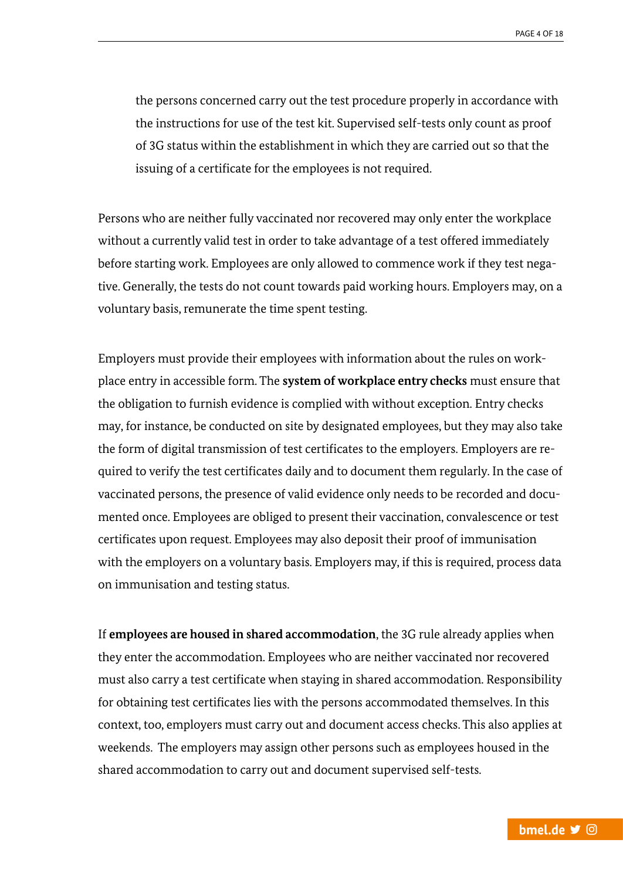the persons concerned carry out the test procedure properly in accordance with the instructions for use of the test kit. Supervised self-tests only count as proof of 3G status within the establishment in which they are carried out so that the issuing of a certificate for the employees is not required.

Persons who are neither fully vaccinated nor recovered may only enter the workplace without a currently valid test in order to take advantage of a test offered immediately before starting work. Employees are only allowed to commence work if they test negative. Generally, the tests do not count towards paid working hours. Employers may, on a voluntary basis, remunerate the time spent testing.

Employers must provide their employees with information about the rules on workplace entry in accessible form. The **system of workplace entry checks** must ensure that the obligation to furnish evidence is complied with without exception. Entry checks may, for instance, be conducted on site by designated employees, but they may also take the form of digital transmission of test certificates to the employers. Employers are required to verify the test certificates daily and to document them regularly. In the case of vaccinated persons, the presence of valid evidence only needs to be recorded and documented once. Employees are obliged to present their vaccination, convalescence or test certificates upon request. Employees may also deposit their proof of immunisation with the employers on a voluntary basis. Employers may, if this is required, process data on immunisation and testing status.

If **employees are housed in shared accommodation**, the 3G rule already applies when they enter the accommodation. Employees who are neither vaccinated nor recovered must also carry a test certificate when staying in shared accommodation. Responsibility for obtaining test certificates lies with the persons accommodated themselves. In this context, too, employers must carry out and document access checks. This also applies at weekends. The employers may assign other persons such as employees housed in the shared accommodation to carry out and document supervised self-tests.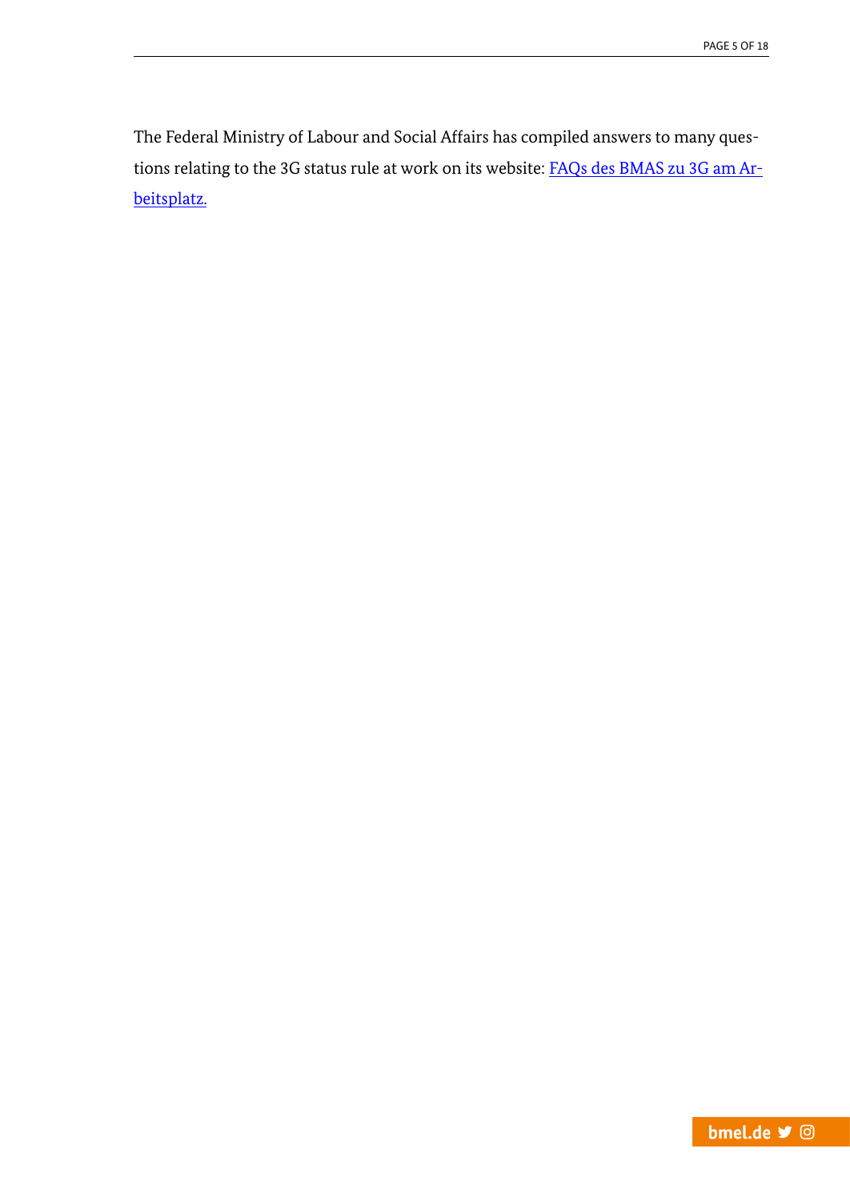The Federal Ministry of Labour and Social Affairs has compiled answers to many questions relating to the 3G status rule at work on its website: [FAQs des BMAS zu 3G am Arbeitsplatz.]()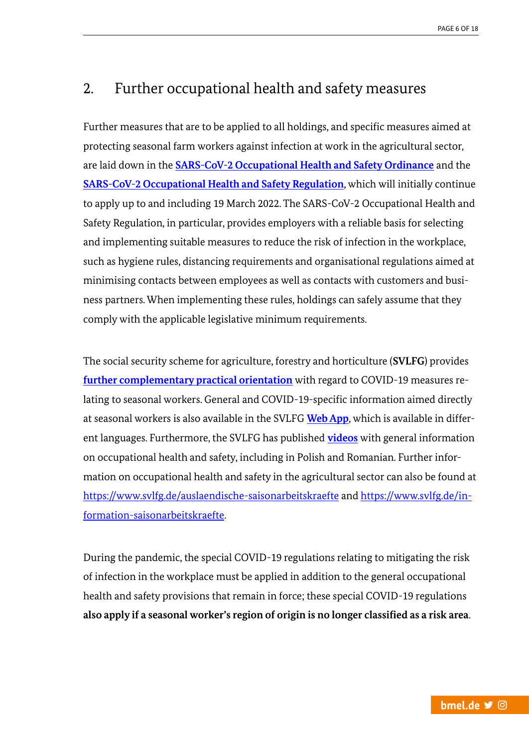## 2. Further occupational health and safety measures

Further measures that are to be applied to all holdings, and specific measures aimed at protecting seasonal farm workers against infection at work in the agricultural sector, are laid down in the **SARS-CoV-2 Occupational Health and Safety Ordinance** and the **SARS-CoV-2 Occupational Health and Safety Regulation**, which will initially continue to apply up to and including 19 March 2022. The SARS-CoV-2 Occupational Health and Safety Regulation, in particular, provides employers with a reliable basis for selecting and implementing suitable measures to reduce the risk of infection in the workplace, such as hygiene rules, distancing requirements and organisational regulations aimed at minimising contacts between employees as well as contacts with customers and business partners. When implementing these rules, holdings can safely assume that they comply with the applicable legislative minimum requirements.

The social security scheme for agriculture, forestry and horticulture (**SVLFG**) provides **further complementary practical orientation** with regard to COVID-19 measures relating to seasonal workers. General and COVID-19-specific information aimed directly at seasonal workers is also available in the SVLFG **Web App**, which is available in different languages. Furthermore, the SVLFG has published **videos** with general information on occupational health and safety, including in Polish and Romanian. Further information on occupational health and safety in the agricultural sector can also be found at https://www.svlfg.de/auslaendische-saisonarbeitskraefte and https://www.svlfg.de/information-saisonarbeitskraefte.

During the pandemic, the special COVID-19 regulations relating to mitigating the risk of infection in the workplace must be applied in addition to the general occupational health and safety provisions that remain in force; these special COVID-19 regulations **also apply if a seasonal worker's region of origin is no longer classified as a risk area**.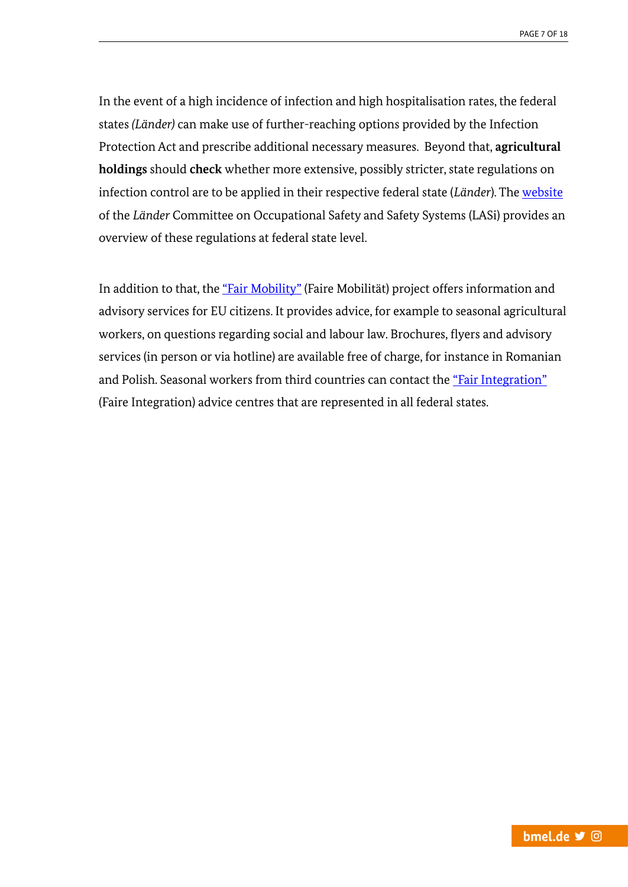In the event of a high incidence of infection and high hospitalisation rates, the federal states *(Länder)* can make use of further-reaching options provided by the Infection Protection Act and prescribe additional necessary measures. Beyond that, **agricultural holdings** should **check** whether more extensive, possibly stricter, state regulations on infection control are to be applied in their respective federal state (*Länder*). The website of the *Länder* Committee on Occupational Safety and Safety Systems (LASi) provides an overview of these regulations at federal state level.

In addition to that, the "Fair Mobility" (Faire Mobilität) project offers information and advisory services for EU citizens. It provides advice, for example to seasonal agricultural workers, on questions regarding social and labour law. Brochures, flyers and advisory services (in person or via hotline) are available free of charge, for instance in Romanian and Polish. Seasonal workers from third countries can contact the "Fair Integration" (Faire Integration) advice centres that are represented in all federal states.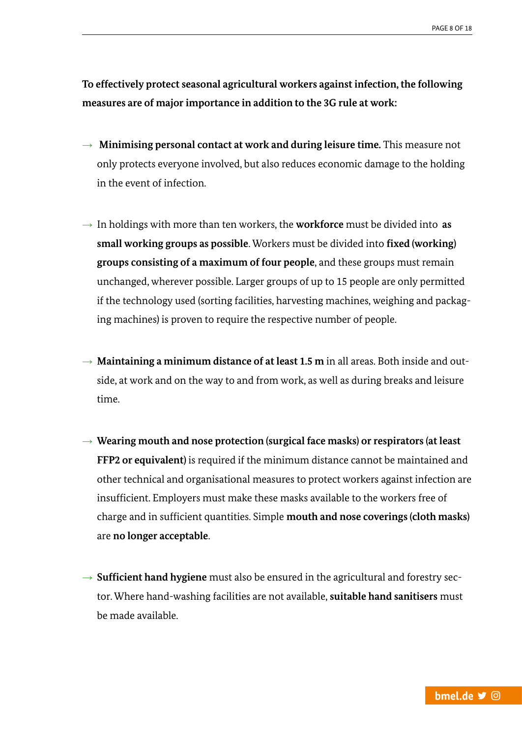**To effectively protect seasonal agricultural workers against infection, the following measures are of major importance in addition to the 3G rule at work:**

→ **Minimising personal contact at work and during leisure time.** This measure not only protects everyone involved, but also reduces economic damage to the holding in the event of infection.

→ In holdings with more than ten workers, the **workforce** must be divided into **as small working groups as possible**. Workers must be divided into **fixed (working) groups consisting of a maximum of four people**, and these groups must remain unchanged, wherever possible. Larger groups of up to 15 people are only permitted if the technology used (sorting facilities, harvesting machines, weighing and packaging machines) is proven to require the respective number of people.

→ **Maintaining a minimum distance of at least 1.5 m** in all areas. Both inside and outside, at work and on the way to and from work, as well as during breaks and leisure time.

→ **Wearing mouth and nose protection (surgical face masks) or respirators (at least FFP2 or equivalent)** is required if the minimum distance cannot be maintained and other technical and organisational measures to protect workers against infection are insufficient. Employers must make these masks available to the workers free of charge and in sufficient quantities. Simple **mouth and nose coverings (cloth masks)** are **no longer acceptable**.

→ **Sufficient hand hygiene** must also be ensured in the agricultural and forestry sector. Where hand-washing facilities are not available, **suitable hand sanitisers** must be made available.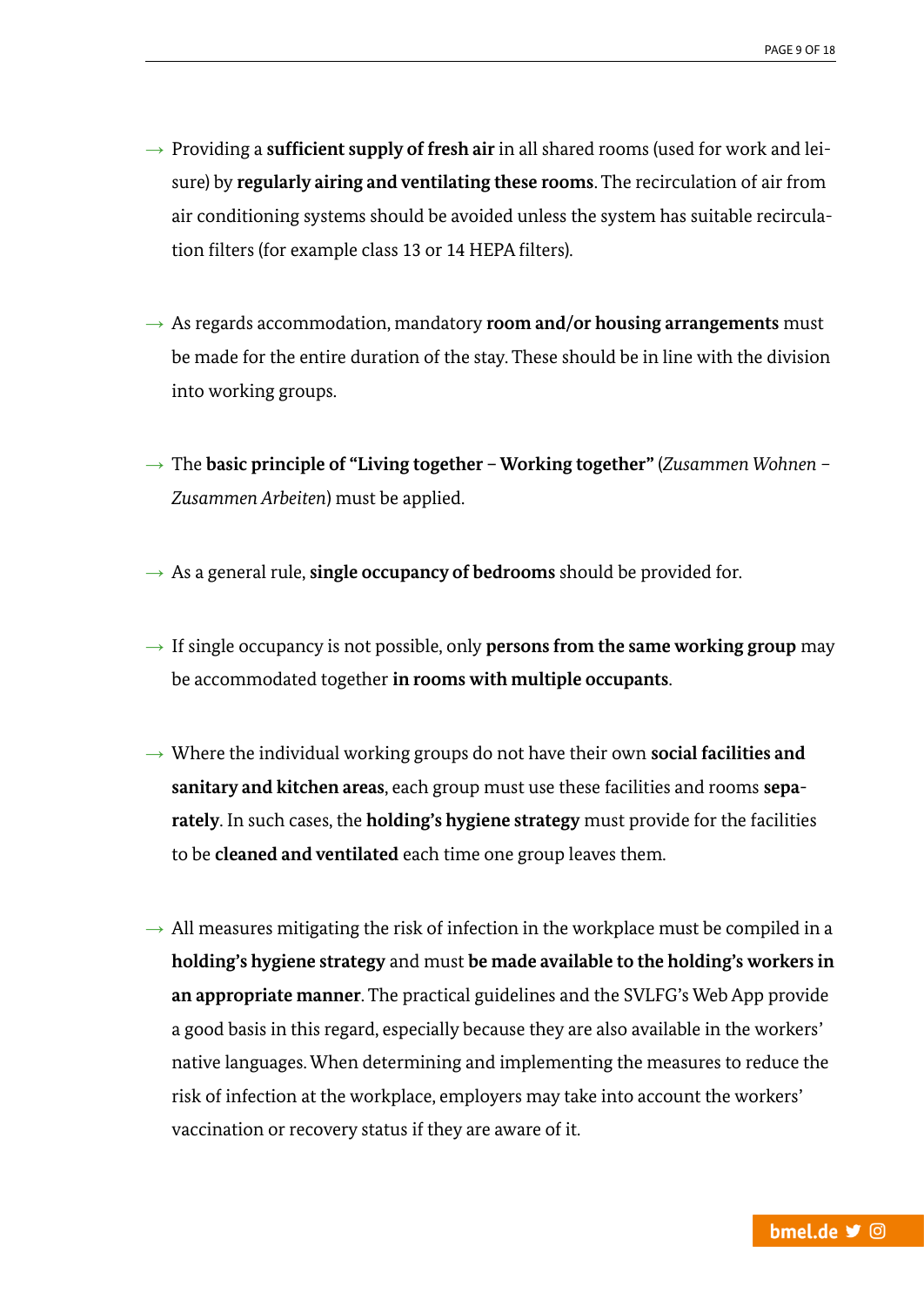→ Providing a **sufficient supply of fresh air** in all shared rooms (used for work and leisure) by **regularly airing and ventilating these rooms**. The recirculation of air from air conditioning systems should be avoided unless the system has suitable recirculation filters (for example class 13 or 14 HEPA filters).

→ As regards accommodation, mandatory **room and/or housing arrangements** must be made for the entire duration of the stay. These should be in line with the division into working groups.

→ The **basic principle of "Living together – Working together"** (*Zusammen Wohnen – Zusammen Arbeiten*) must be applied.

→ As a general rule, **single occupancy of bedrooms** should be provided for.

→ If single occupancy is not possible, only **persons from the same working group** may be accommodated together **in rooms with multiple occupants**.

→ Where the individual working groups do not have their own **social facilities and sanitary and kitchen areas**, each group must use these facilities and rooms **separately**. In such cases, the **holding's hygiene strategy** must provide for the facilities to be **cleaned and ventilated** each time one group leaves them.

→ All measures mitigating the risk of infection in the workplace must be compiled in a **holding's hygiene strategy** and must **be made available to the holding's workers in an appropriate manner**. The practical guidelines and the SVLFG's Web App provide a good basis in this regard, especially because they are also available in the workers' native languages. When determining and implementing the measures to reduce the risk of infection at the workplace, employers may take into account the workers' vaccination or recovery status if they are aware of it.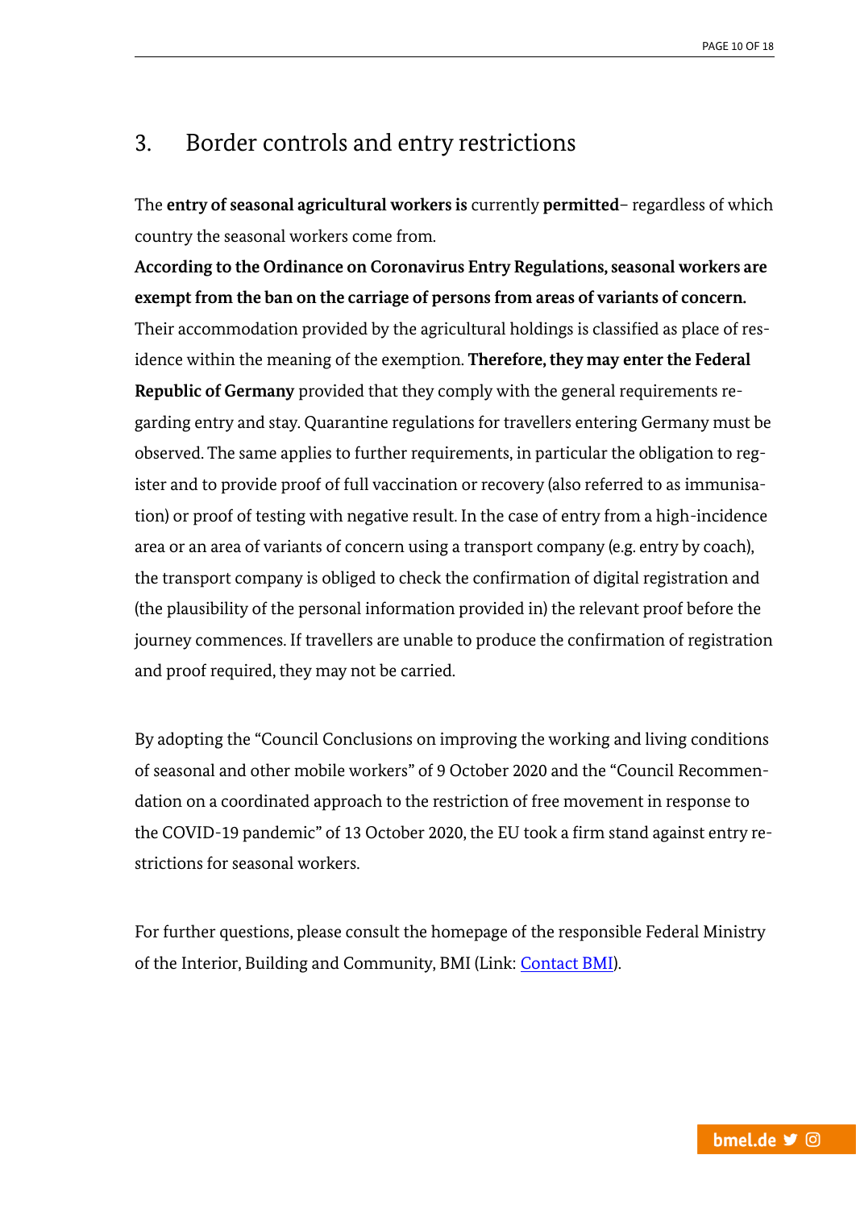## 3. Border controls and entry restrictions

The **entry of seasonal agricultural workers is** currently **permitted**– regardless of which country the seasonal workers come from.

**According to the Ordinance on Coronavirus Entry Regulations, seasonal workers are exempt from the ban on the carriage of persons from areas of variants of concern.** Their accommodation provided by the agricultural holdings is classified as place of residence within the meaning of the exemption. **Therefore, they may enter the Federal Republic of Germany** provided that they comply with the general requirements regarding entry and stay. Quarantine regulations for travellers entering Germany must be observed. The same applies to further requirements, in particular the obligation to register and to provide proof of full vaccination or recovery (also referred to as immunisation) or proof of testing with negative result. In the case of entry from a high-incidence area or an area of variants of concern using a transport company (e.g. entry by coach), the transport company is obliged to check the confirmation of digital registration and (the plausibility of the personal information provided in) the relevant proof before the journey commences. If travellers are unable to produce the confirmation of registration and proof required, they may not be carried.

By adopting the "Council Conclusions on improving the working and living conditions of seasonal and other mobile workers" of 9 October 2020 and the "Council Recommendation on a coordinated approach to the restriction of free movement in response to the COVID-19 pandemic" of 13 October 2020, the EU took a firm stand against entry restrictions for seasonal workers.

For further questions, please consult the homepage of the responsible Federal Ministry of the Interior, Building and Community, BMI (Link: Contact BMI).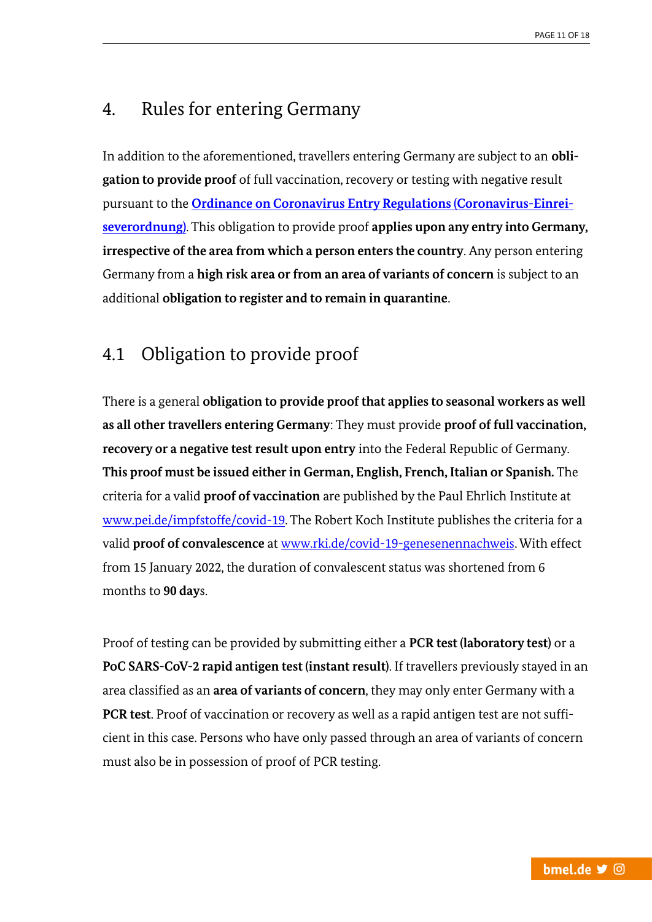## 4. Rules for entering Germany

In addition to the aforementioned, travellers entering Germany are subject to an **obligation to provide proof** of full vaccination, recovery or testing with negative result pursuant to the **Ordinance on Coronavirus Entry Regulations (Coronavirus-Einreiseverordnung)**. This obligation to provide proof **applies upon any entry into Germany, irrespective of the area from which a person enters the country**. Any person entering Germany from a **high risk area or from an area of variants of concern** is subject to an additional **obligation to register and to remain in quarantine**.

### 4.1 Obligation to provide proof

There is a general **obligation to provide proof that applies to seasonal workers as well as all other travellers entering Germany**: They must provide **proof of full vaccination, recovery or a negative test result upon entry** into the Federal Republic of Germany. **This proof must be issued either in German, English, French, Italian or Spanish.** The criteria for a valid **proof of vaccination** are published by the Paul Ehrlich Institute at www.pei.de/impfstoffe/covid-19. The Robert Koch Institute publishes the criteria for a valid **proof of convalescence** at www.rki.de/covid-19-genesenennachweis. With effect from 15 January 2022, the duration of convalescent status was shortened from 6 months to **90 days**.

Proof of testing can be provided by submitting either a **PCR test (laboratory test)** or a **PoC SARS-CoV-2 rapid antigen test (instant result)**. If travellers previously stayed in an area classified as an **area of variants of concern**, they may only enter Germany with a **PCR test**. Proof of vaccination or recovery as well as a rapid antigen test are not sufficient in this case. Persons who have only passed through an area of variants of concern must also be in possession of proof of PCR testing.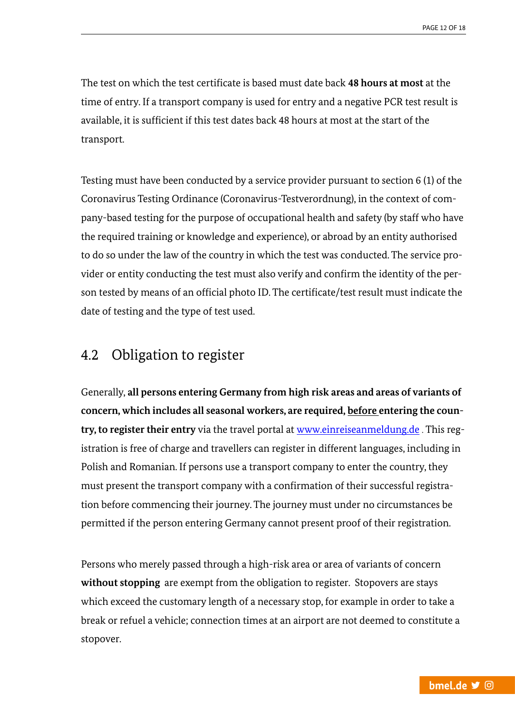The test on which the test certificate is based must date back **48 hours at most** at the time of entry. If a transport company is used for entry and a negative PCR test result is available, it is sufficient if this test dates back 48 hours at most at the start of the transport.

Testing must have been conducted by a service provider pursuant to section 6 (1) of the Coronavirus Testing Ordinance (Coronavirus-Testverordnung), in the context of company-based testing for the purpose of occupational health and safety (by staff who have the required training or knowledge and experience), or abroad by an entity authorised to do so under the law of the country in which the test was conducted. The service provider or entity conducting the test must also verify and confirm the identity of the person tested by means of an official photo ID. The certificate/test result must indicate the date of testing and the type of test used.

## 4.2 Obligation to register

Generally, **all persons entering Germany from high risk areas and areas of variants of concern, which includes all seasonal workers, are required, before entering the country, to register their entry** via the travel portal at [www.einreiseanmeldung.de](http://www.einreiseanmeldung.de) . This registration is free of charge and travellers can register in different languages, including in Polish and Romanian. If persons use a transport company to enter the country, they must present the transport company with a confirmation of their successful registration before commencing their journey. The journey must under no circumstances be permitted if the person entering Germany cannot present proof of their registration.

Persons who merely passed through a high-risk area or area of variants of concern **without stopping** are exempt from the obligation to register. Stopovers are stays which exceed the customary length of a necessary stop, for example in order to take a break or refuel a vehicle; connection times at an airport are not deemed to constitute a stopover.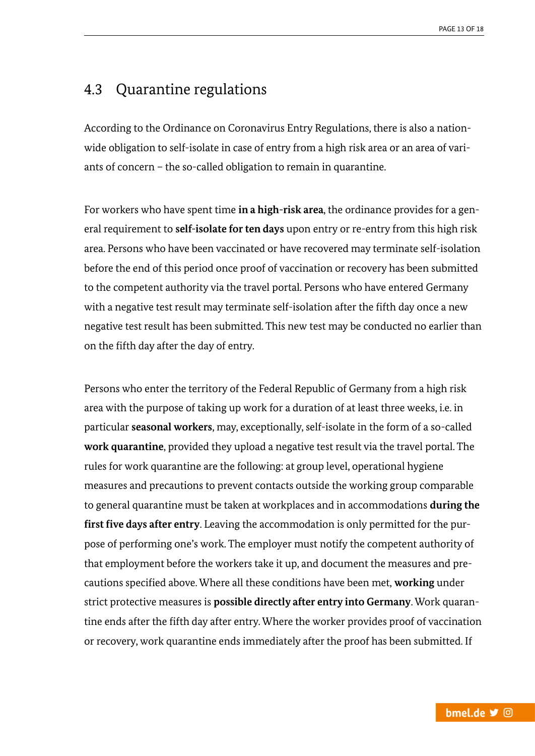## 4.3 Quarantine regulations

According to the Ordinance on Coronavirus Entry Regulations, there is also a nationwide obligation to self-isolate in case of entry from a high risk area or an area of variants of concern – the so-called obligation to remain in quarantine.

For workers who have spent time **in a high-risk area**, the ordinance provides for a general requirement to **self-isolate for ten days** upon entry or re-entry from this high risk area. Persons who have been vaccinated or have recovered may terminate self-isolation before the end of this period once proof of vaccination or recovery has been submitted to the competent authority via the travel portal. Persons who have entered Germany with a negative test result may terminate self-isolation after the fifth day once a new negative test result has been submitted. This new test may be conducted no earlier than on the fifth day after the day of entry.

Persons who enter the territory of the Federal Republic of Germany from a high risk area with the purpose of taking up work for a duration of at least three weeks, i.e. in particular **seasonal workers**, may, exceptionally, self-isolate in the form of a so-called **work quarantine**, provided they upload a negative test result via the travel portal. The rules for work quarantine are the following: at group level, operational hygiene measures and precautions to prevent contacts outside the working group comparable to general quarantine must be taken at workplaces and in accommodations **during the first five days after entry**. Leaving the accommodation is only permitted for the purpose of performing one's work. The employer must notify the competent authority of that employment before the workers take it up, and document the measures and precautions specified above. Where all these conditions have been met, **working** under strict protective measures is **possible directly after entry into Germany**. Work quarantine ends after the fifth day after entry. Where the worker provides proof of vaccination or recovery, work quarantine ends immediately after the proof has been submitted. If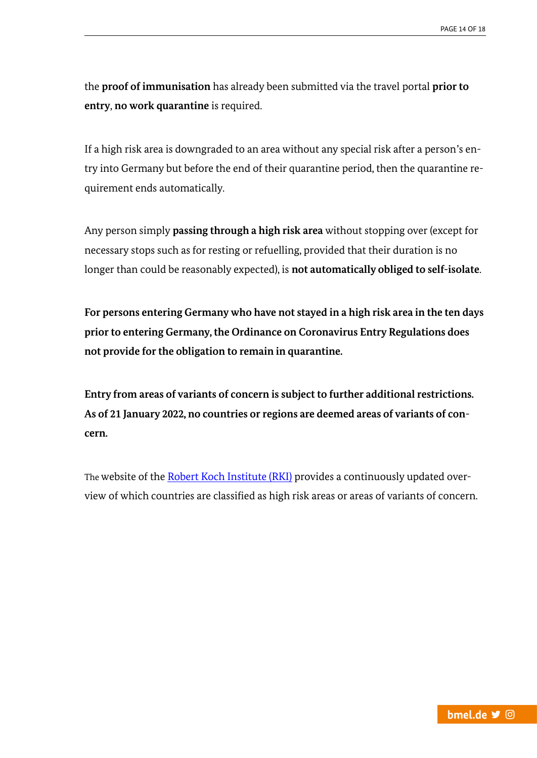the **proof of immunisation** has already been submitted via the travel portal **prior to entry**, **no work quarantine** is required.

If a high risk area is downgraded to an area without any special risk after a person's entry into Germany but before the end of their quarantine period, then the quarantine requirement ends automatically.

Any person simply **passing through a high risk area** without stopping over (except for necessary stops such as for resting or refuelling, provided that their duration is no longer than could be reasonably expected), is **not automatically obliged to self-isolate**.

**For persons entering Germany who have not stayed in a high risk area in the ten days prior to entering Germany, the Ordinance on Coronavirus Entry Regulations does not provide for the obligation to remain in quarantine.**

**Entry from areas of variants of concern is subject to further additional restrictions. As of 21 January 2022, no countries or regions are deemed areas of variants of concern.**

The website of the [Robert Koch Institute (RKI)] provides a continuously updated overview of which countries are classified as high risk areas or areas of variants of concern.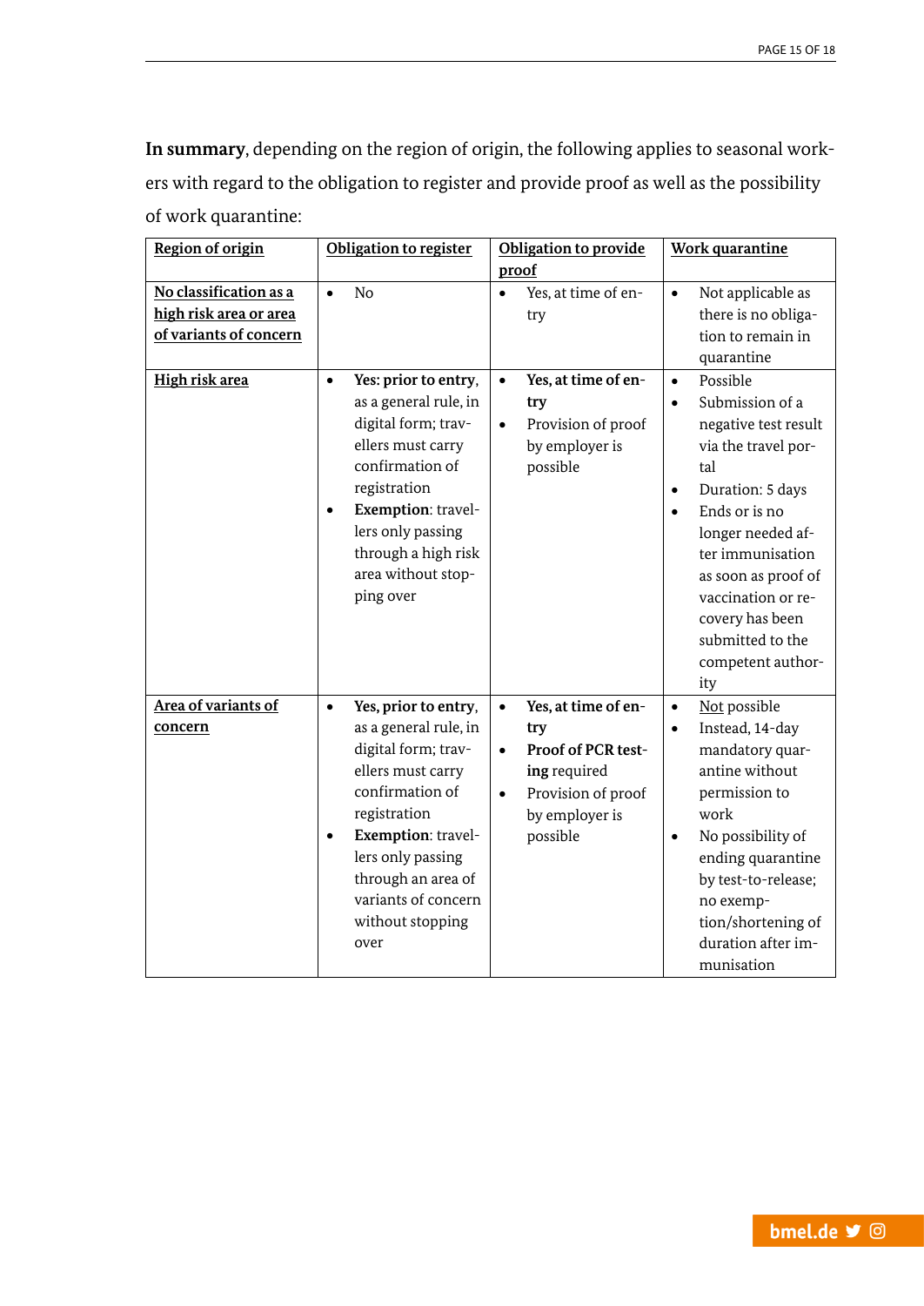**In summary**, depending on the region of origin, the following applies to seasonal workers with regard to the obligation to register and provide proof as well as the possibility of work quarantine:

| Region of origin | Obligation to register | Obligation to provide proof | Work quarantine |
|---|---|---|---|
| **No classification as a high risk area or area of variants of concern** | • No | • Yes, at time of entry | • Not applicable as there is no obligation to remain in quarantine |
| **High risk area** | • **Yes:** prior to entry, as a general rule, in digital form; travellers must carry confirmation of registration<br>• **Exemption**: travellers only passing through a high risk area without stopping over | • **Yes, at time of entry**<br>• Provision of proof by employer is possible | • Possible<br>• Submission of a negative test result via the travel portal<br>• Duration: 5 days<br>• Ends or is no longer needed after immunisation as soon as proof of vaccination or recovery has been submitted to the competent authority |
| **Area of variants of concern** | • **Yes, prior to entry**, as a general rule, in digital form; travellers must carry confirmation of registration<br>• **Exemption**: travellers only passing through an area of variants of concern without stopping over | • **Yes, at time of entry**<br>• **Proof of PCR testing** required<br>• Provision of proof by employer is possible | • Not possible<br>• Instead, 14-day mandatory quarantine without permission to work<br>• No possibility of ending quarantine by test-to-release; no exemption/shortening of duration after immunisation |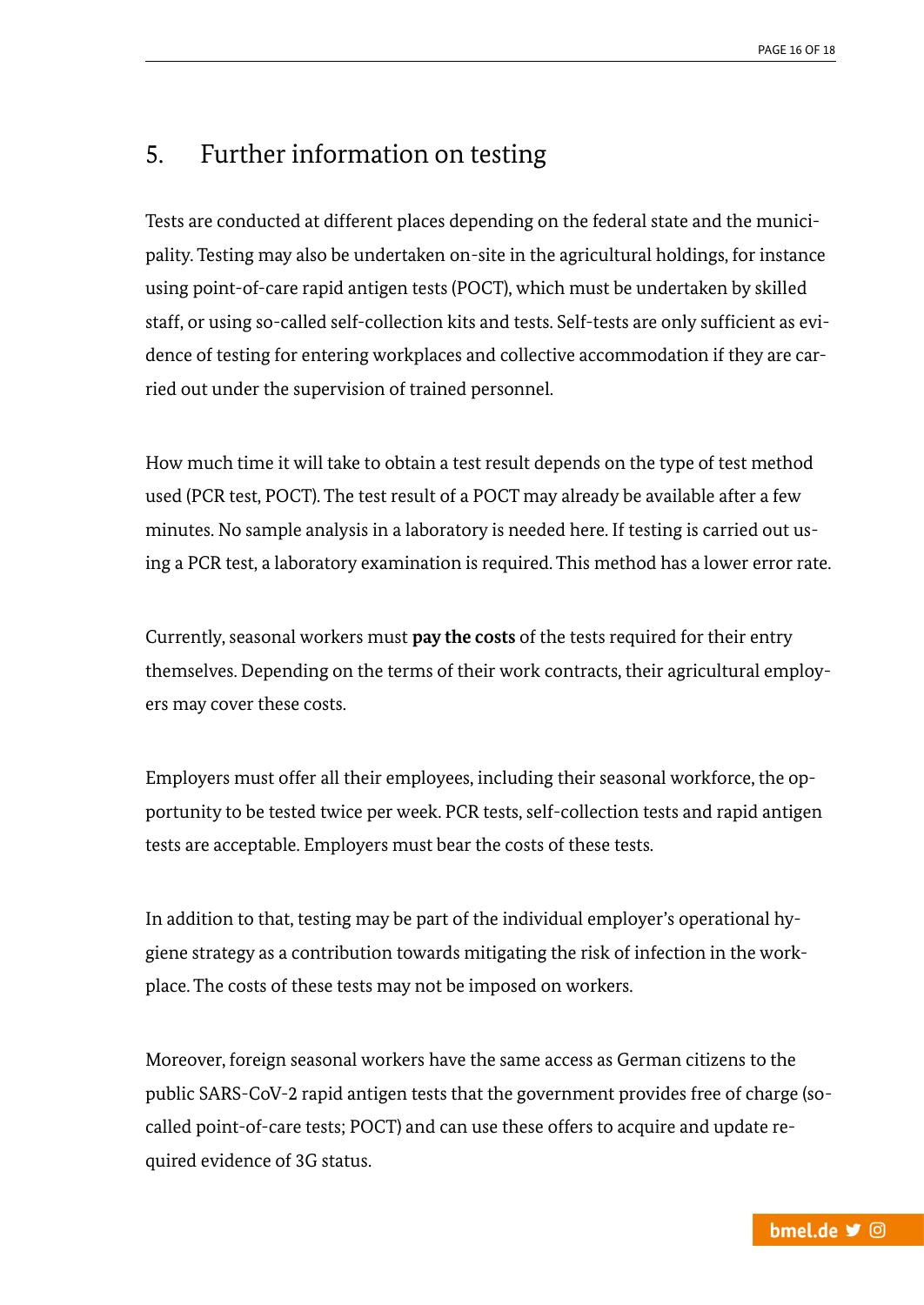## 5. Further information on testing

Tests are conducted at different places depending on the federal state and the municipality. Testing may also be undertaken on-site in the agricultural holdings, for instance using point-of-care rapid antigen tests (POCT), which must be undertaken by skilled staff, or using so-called self-collection kits and tests. Self-tests are only sufficient as evidence of testing for entering workplaces and collective accommodation if they are carried out under the supervision of trained personnel.

How much time it will take to obtain a test result depends on the type of test method used (PCR test, POCT). The test result of a POCT may already be available after a few minutes. No sample analysis in a laboratory is needed here. If testing is carried out using a PCR test, a laboratory examination is required. This method has a lower error rate.

Currently, seasonal workers must **pay the costs** of the tests required for their entry themselves. Depending on the terms of their work contracts, their agricultural employers may cover these costs.

Employers must offer all their employees, including their seasonal workforce, the opportunity to be tested twice per week. PCR tests, self-collection tests and rapid antigen tests are acceptable. Employers must bear the costs of these tests.

In addition to that, testing may be part of the individual employer's operational hygiene strategy as a contribution towards mitigating the risk of infection in the workplace. The costs of these tests may not be imposed on workers.

Moreover, foreign seasonal workers have the same access as German citizens to the public SARS-CoV-2 rapid antigen tests that the government provides free of charge (so-called point-of-care tests; POCT) and can use these offers to acquire and update required evidence of 3G status.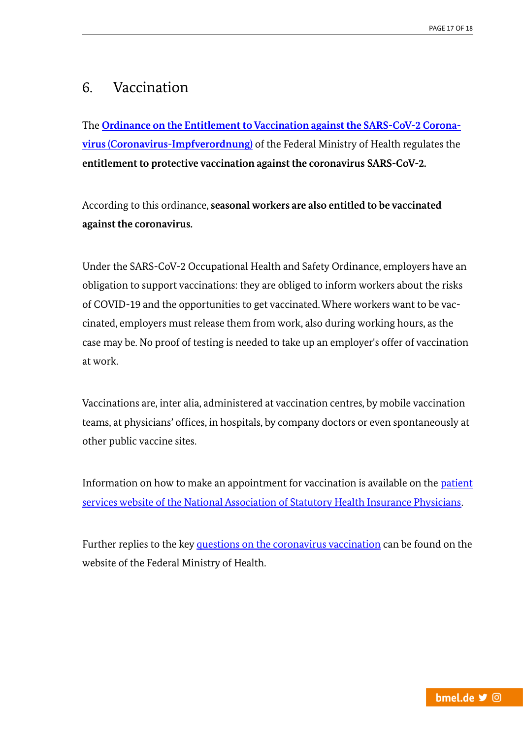## 6. Vaccination

The **Ordinance on the Entitlement to Vaccination against the SARS-CoV-2 Coronavirus (Coronavirus-Impfverordnung)** of the Federal Ministry of Health regulates the **entitlement to protective vaccination against the coronavirus SARS-CoV-2.**

According to this ordinance, **seasonal workers are also entitled to be vaccinated against the coronavirus.**

Under the SARS-CoV-2 Occupational Health and Safety Ordinance, employers have an obligation to support vaccinations: they are obliged to inform workers about the risks of COVID-19 and the opportunities to get vaccinated. Where workers want to be vaccinated, employers must release them from work, also during working hours, as the case may be. No proof of testing is needed to take up an employer's offer of vaccination at work.

Vaccinations are, inter alia, administered at vaccination centres, by mobile vaccination teams, at physicians' offices, in hospitals, by company doctors or even spontaneously at other public vaccine sites.

Information on how to make an appointment for vaccination is available on the patient services website of the National Association of Statutory Health Insurance Physicians.

Further replies to the key questions on the coronavirus vaccination can be found on the website of the Federal Ministry of Health.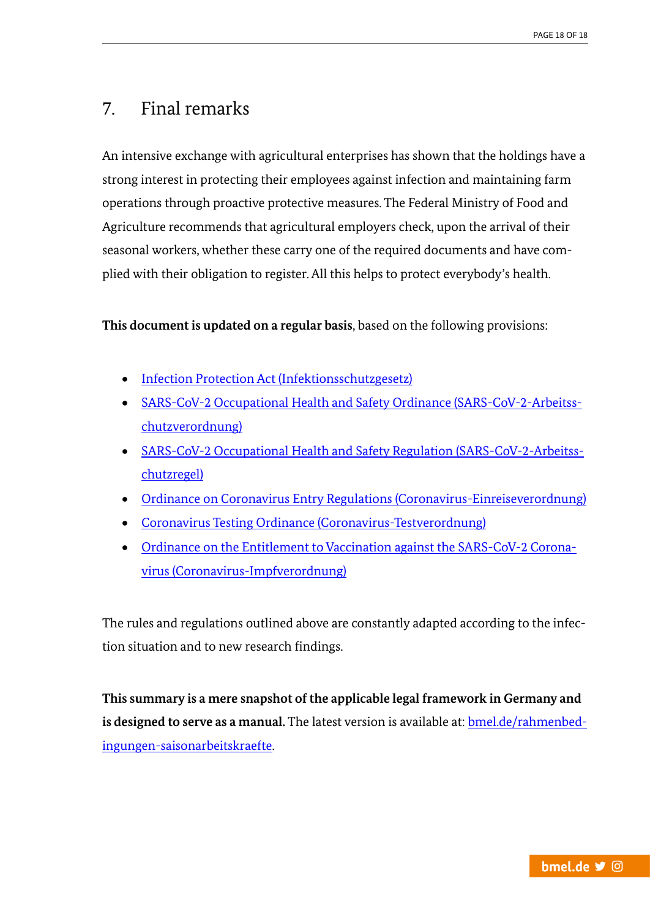## 7. Final remarks

An intensive exchange with agricultural enterprises has shown that the holdings have a strong interest in protecting their employees against infection and maintaining farm operations through proactive protective measures. The Federal Ministry of Food and Agriculture recommends that agricultural employers check, upon the arrival of their seasonal workers, whether these carry one of the required documents and have complied with their obligation to register. All this helps to protect everybody's health.

**This document is updated on a regular basis**, based on the following provisions:

- Infection Protection Act (Infektionsschutzgesetz)
- SARS-CoV-2 Occupational Health and Safety Ordinance (SARS-CoV-2-Arbeitsschutzverordnung)
- SARS-CoV-2 Occupational Health and Safety Regulation (SARS-CoV-2-Arbeitsschutzregel)
- Ordinance on Coronavirus Entry Regulations (Coronavirus-Einreiseverordnung)
- Coronavirus Testing Ordinance (Coronavirus-Testverordnung)
- Ordinance on the Entitlement to Vaccination against the SARS-CoV-2 Coronavirus (Coronavirus-Impfverordnung)

The rules and regulations outlined above are constantly adapted according to the infection situation and to new research findings.

**This summary is a mere snapshot of the applicable legal framework in Germany and is designed to serve as a manual.** The latest version is available at: bmel.de/rahmenbedingungen-saisonarbeitskraefte.